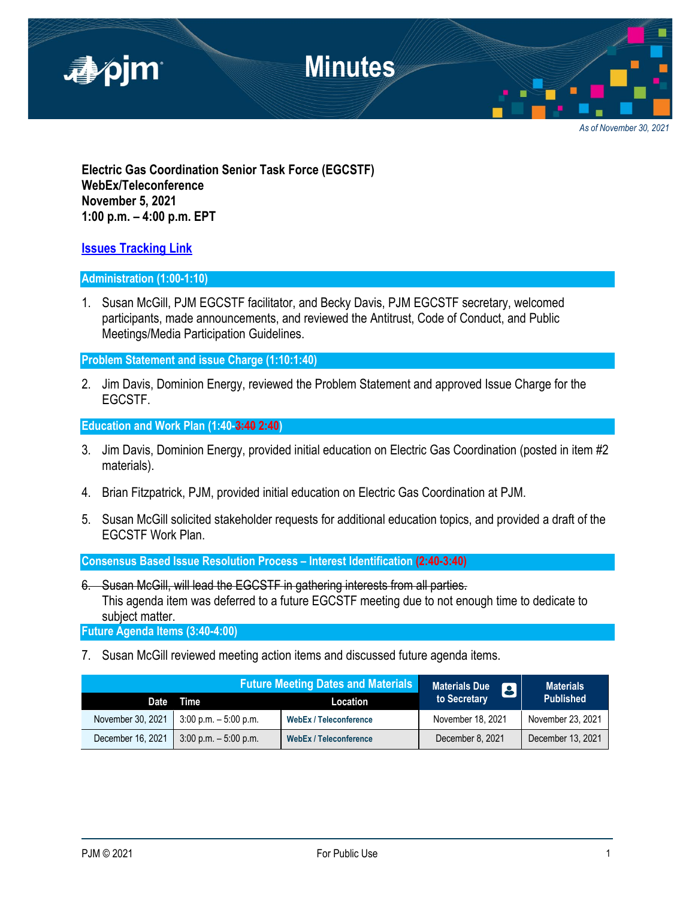*As of November 30, 2021*

# Minutes

**Electric Gas Coordination Senior Task Force (EGCSTF)**
**WebEx/Teleconference**
**November 5, 2021**
**1:00 p.m. – 4:00 p.m. EPT**

**Issues Tracking Link**

## Administration (1:00-1:10)

1. Susan McGill, PJM EGCSTF facilitator, and Becky Davis, PJM EGCSTF secretary, welcomed participants, made announcements, and reviewed the Antitrust, Code of Conduct, and Public Meetings/Media Participation Guidelines.

## Problem Statement and issue Charge (1:10:1:40)

2. Jim Davis, Dominion Energy, reviewed the Problem Statement and approved Issue Charge for the EGCSTF.

## Education and Work Plan (1:40-~~3:40~~ 2:40)

3. Jim Davis, Dominion Energy, provided initial education on Electric Gas Coordination (posted in item #2 materials).

4. Brian Fitzpatrick, PJM, provided initial education on Electric Gas Coordination at PJM.

5. Susan McGill solicited stakeholder requests for additional education topics, and provided a draft of the EGCSTF Work Plan.

## Consensus Based Issue Resolution Process – Interest Identification (2:40-3:40)

6. ~~Susan McGill, will lead the EGCSTF in gathering interests from all parties.~~
   This agenda item was deferred to a future EGCSTF meeting due to not enough time to dedicate to subject matter.

## Future Agenda Items (3:40-4:00)

7. Susan McGill reviewed meeting action items and discussed future agenda items.

| Future Meeting Dates and Materials | | | Materials Due to Secretary | Materials Published |
|---|---|---|---|---|
| Date | Time | Location | | |
| November 30, 2021 | 3:00 p.m. – 5:00 p.m. | WebEx / Teleconference | November 18, 2021 | November 23, 2021 |
| December 16, 2021 | 3:00 p.m. – 5:00 p.m. | WebEx / Teleconference | December 8, 2021 | December 13, 2021 |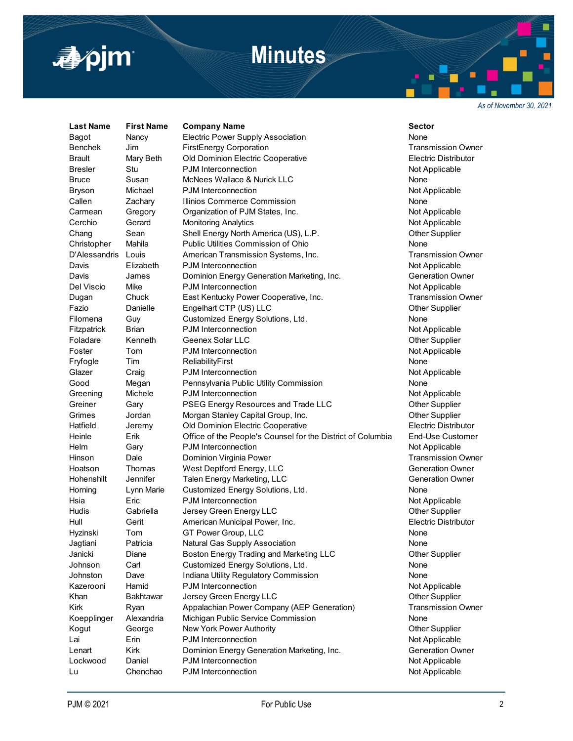*As of November 30, 2021*

| Last Name | First Name | Company Name | Sector |
|---|---|---|---|
| Bagot | Nancy | Electric Power Supply Association | None |
| Benchek | Jim | FirstEnergy Corporation | Transmission Owner |
| Brault | Mary Beth | Old Dominion Electric Cooperative | Electric Distributor |
| Bresler | Stu | PJM Interconnection | Not Applicable |
| Bruce | Susan | McNees Wallace & Nurick LLC | None |
| Bryson | Michael | PJM Interconnection | Not Applicable |
| Callen | Zachary | Illinios Commerce Commission | None |
| Carmean | Gregory | Organization of PJM States, Inc. | Not Applicable |
| Cerchio | Gerard | Monitoring Analytics | Not Applicable |
| Chang | Sean | Shell Energy North America (US), L.P. | Other Supplier |
| Christopher | Mahila | Public Utilities Commission of Ohio | None |
| D'Alessandris | Louis | American Transmission Systems, Inc. | Transmission Owner |
| Davis | Elizabeth | PJM Interconnection | Not Applicable |
| Davis | James | Dominion Energy Generation Marketing, Inc. | Generation Owner |
| Del Viscio | Mike | PJM Interconnection | Not Applicable |
| Dugan | Chuck | East Kentucky Power Cooperative, Inc. | Transmission Owner |
| Fazio | Danielle | Engelhart CTP (US) LLC | Other Supplier |
| Filomena | Guy | Customized Energy Solutions, Ltd. | None |
| Fitzpatrick | Brian | PJM Interconnection | Not Applicable |
| Foladare | Kenneth | Geenex Solar LLC | Other Supplier |
| Foster | Tom | PJM Interconnection | Not Applicable |
| Fryfogle | Tim | ReliabilityFirst | None |
| Glazer | Craig | PJM Interconnection | Not Applicable |
| Good | Megan | Pennsylvania Public Utility Commission | None |
| Greening | Michele | PJM Interconnection | Not Applicable |
| Greiner | Gary | PSEG Energy Resources and Trade LLC | Other Supplier |
| Grimes | Jordan | Morgan Stanley Capital Group, Inc. | Other Supplier |
| Hatfield | Jeremy | Old Dominion Electric Cooperative | Electric Distributor |
| Heinle | Erik | Office of the People's Counsel for the District of Columbia | End-Use Customer |
| Helm | Gary | PJM Interconnection | Not Applicable |
| Hinson | Dale | Dominion Virginia Power | Transmission Owner |
| Hoatson | Thomas | West Deptford Energy, LLC | Generation Owner |
| Hohenshilt | Jennifer | Talen Energy Marketing, LLC | Generation Owner |
| Horning | Lynn Marie | Customized Energy Solutions, Ltd. | None |
| Hsia | Eric | PJM Interconnection | Not Applicable |
| Hudis | Gabriella | Jersey Green Energy LLC | Other Supplier |
| Hull | Gerit | American Municipal Power, Inc. | Electric Distributor |
| Hyzinski | Tom | GT Power Group, LLC | None |
| Jagtiani | Patricia | Natural Gas Supply Association | None |
| Janicki | Diane | Boston Energy Trading and Marketing LLC | Other Supplier |
| Johnson | Carl | Customized Energy Solutions, Ltd. | None |
| Johnston | Dave | Indiana Utility Regulatory Commission | None |
| Kazerooni | Hamid | PJM Interconnection | Not Applicable |
| Khan | Bakhtawar | Jersey Green Energy LLC | Other Supplier |
| Kirk | Ryan | Appalachian Power Company (AEP Generation) | Transmission Owner |
| Koepplinger | Alexandria | Michigan Public Service Commission | None |
| Kogut | George | New York Power Authority | Other Supplier |
| Lai | Erin | PJM Interconnection | Not Applicable |
| Lenart | Kirk | Dominion Energy Generation Marketing, Inc. | Generation Owner |
| Lockwood | Daniel | PJM Interconnection | Not Applicable |
| Lu | Chenchao | PJM Interconnection | Not Applicable |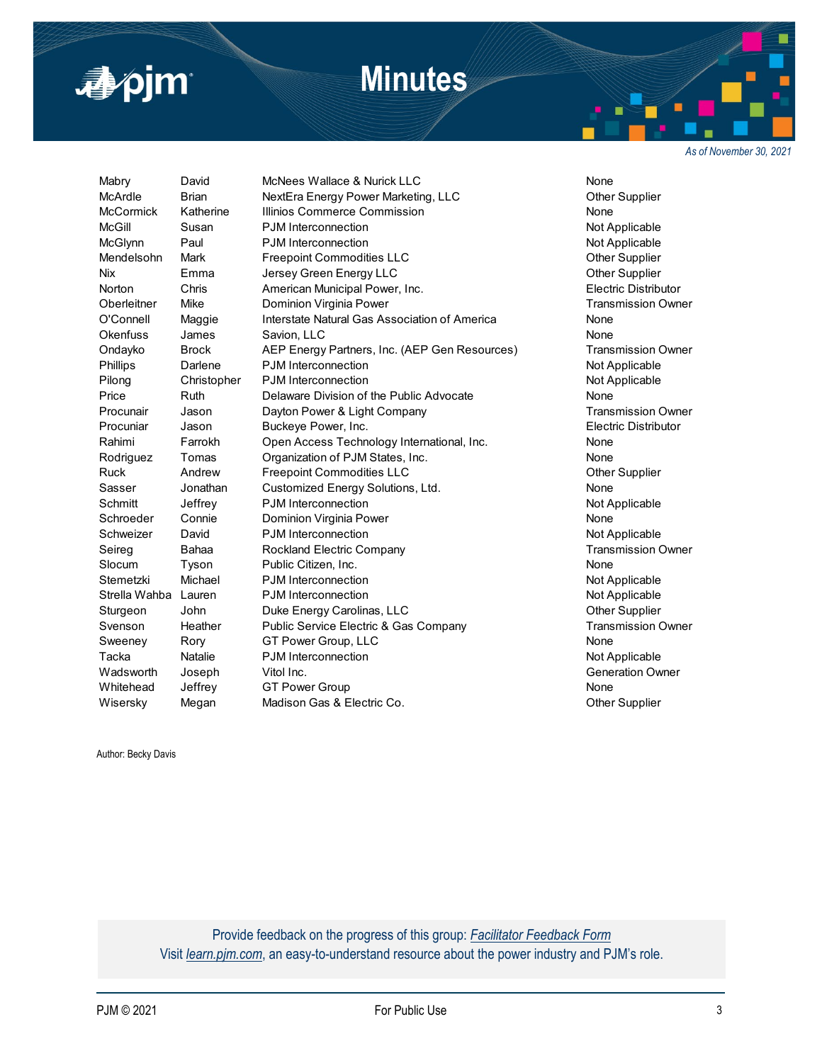| | | | |
|---|---|---|---|
| Mabry | David | McNees Wallace & Nurick LLC | None |
| McArdle | Brian | NextEra Energy Power Marketing, LLC | Other Supplier |
| McCormick | Katherine | Illinios Commerce Commission | None |
| McGill | Susan | PJM Interconnection | Not Applicable |
| McGlynn | Paul | PJM Interconnection | Not Applicable |
| Mendelsohn | Mark | Freepoint Commodities LLC | Other Supplier |
| Nix | Emma | Jersey Green Energy LLC | Other Supplier |
| Norton | Chris | American Municipal Power, Inc. | Electric Distributor |
| Oberleitner | Mike | Dominion Virginia Power | Transmission Owner |
| O'Connell | Maggie | Interstate Natural Gas Association of America | None |
| Okenfuss | James | Savion, LLC | None |
| Ondayko | Brock | AEP Energy Partners, Inc. (AEP Gen Resources) | Transmission Owner |
| Phillips | Darlene | PJM Interconnection | Not Applicable |
| Pilong | Christopher | PJM Interconnection | Not Applicable |
| Price | Ruth | Delaware Division of the Public Advocate | None |
| Procunair | Jason | Dayton Power & Light Company | Transmission Owner |
| Procuniar | Jason | Buckeye Power, Inc. | Electric Distributor |
| Rahimi | Farrokh | Open Access Technology International, Inc. | None |
| Rodriguez | Tomas | Organization of PJM States, Inc. | None |
| Ruck | Andrew | Freepoint Commodities LLC | Other Supplier |
| Sasser | Jonathan | Customized Energy Solutions, Ltd. | None |
| Schmitt | Jeffrey | PJM Interconnection | Not Applicable |
| Schroeder | Connie | Dominion Virginia Power | None |
| Schweizer | David | PJM Interconnection | Not Applicable |
| Seireg | Bahaa | Rockland Electric Company | Transmission Owner |
| Slocum | Tyson | Public Citizen, Inc. | None |
| Stemetzki | Michael | PJM Interconnection | Not Applicable |
| Strella Wahba | Lauren | PJM Interconnection | Not Applicable |
| Sturgeon | John | Duke Energy Carolinas, LLC | Other Supplier |
| Svenson | Heather | Public Service Electric & Gas Company | Transmission Owner |
| Sweeney | Rory | GT Power Group, LLC | None |
| Tacka | Natalie | PJM Interconnection | Not Applicable |
| Wadsworth | Joseph | Vitol Inc. | Generation Owner |
| Whitehead | Jeffrey | GT Power Group | None |
| Wisersky | Megan | Madison Gas & Electric Co. | Other Supplier |

Author: Becky Davis

Provide feedback on the progress of this group: *Facilitator Feedback Form*
Visit *learn.pjm.com*, an easy-to-understand resource about the power industry and PJM's role.